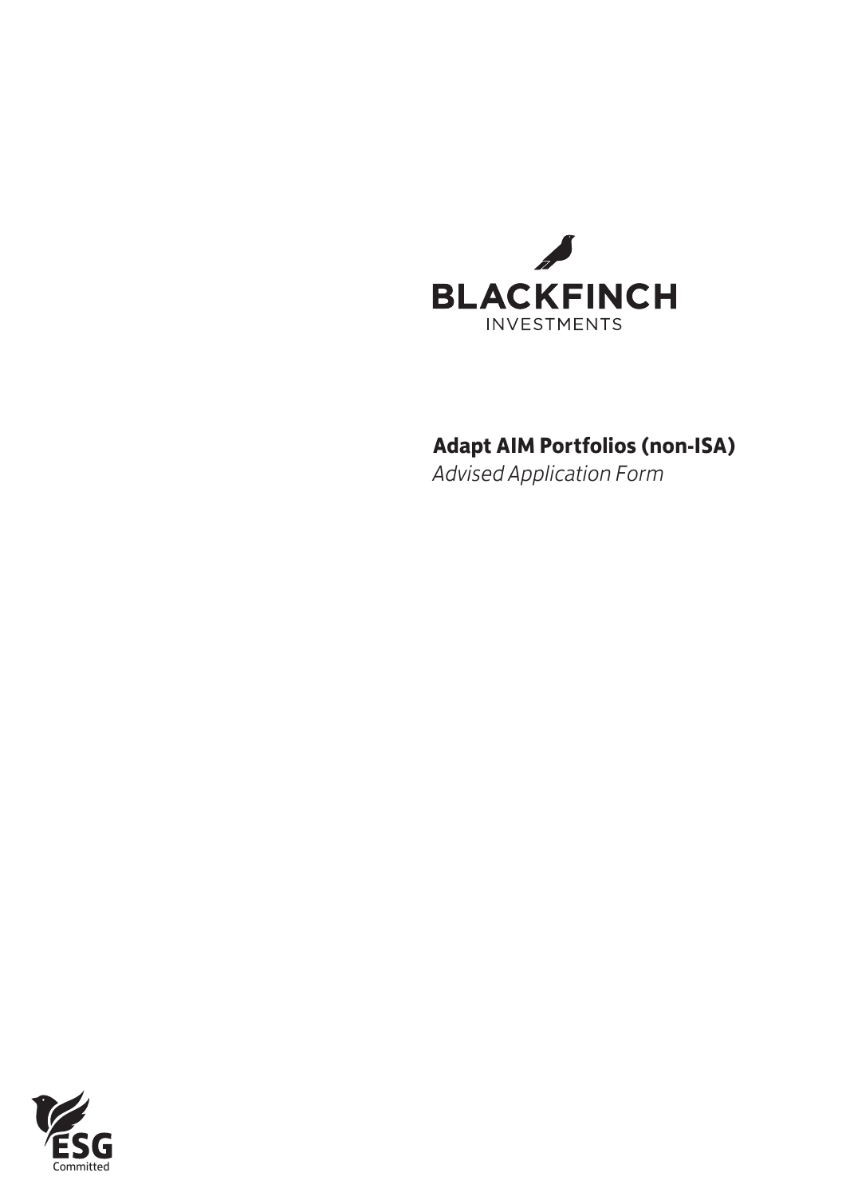BLACKFINCH

INVESTMENTS

# Adapt AIM Portfolios (non-ISA)

*Advised Application Form*

ESG

Committed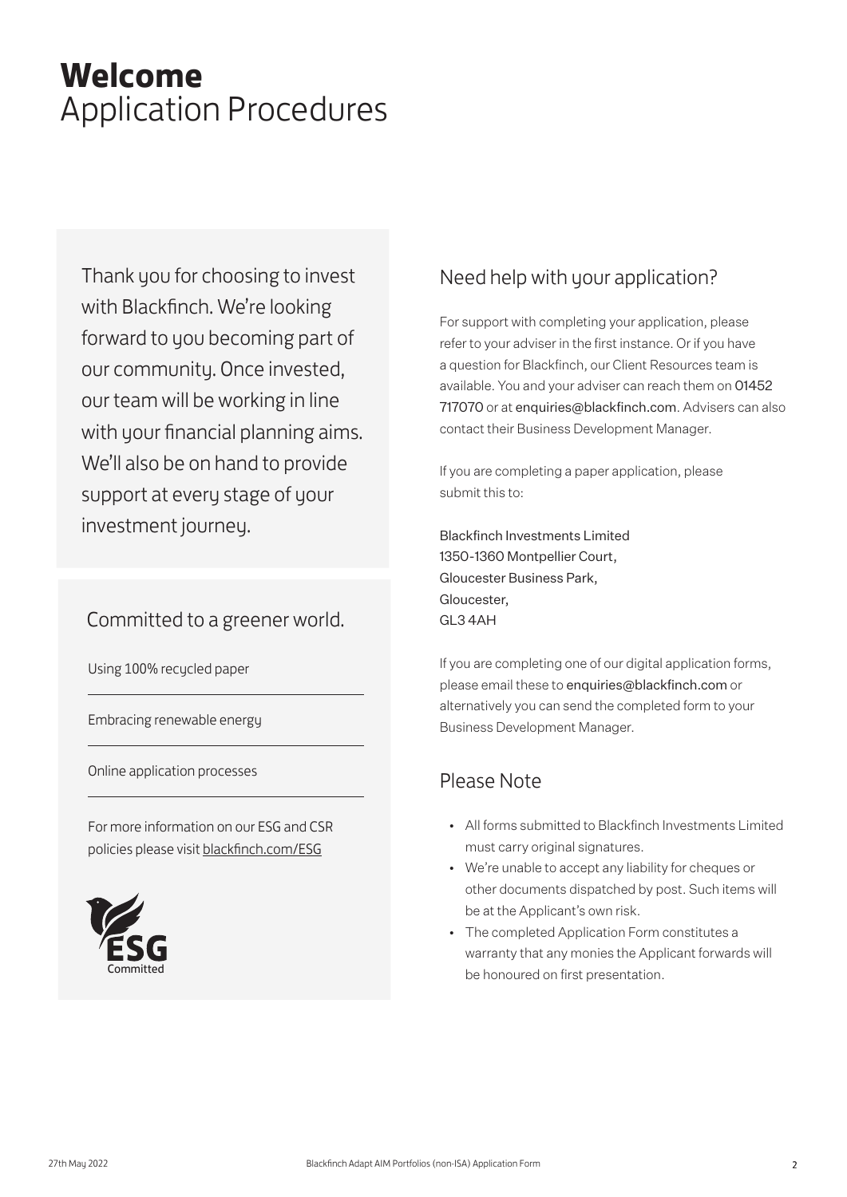# **Welcome** Application Procedures

Thank you for choosing to invest with Blackfinch. We're looking forward to you becoming part of our community. Once invested, our team will be working in line with your financial planning aims. We'll also be on hand to provide support at every stage of your investment journey.

## Committed to a greener world.

Using 100% recycled paper

Embracing renewable energy

Online application processes

For more information on our ESG and CSR policies please visit blackfinch.com/ESG

ESG Committed

## Need help with your application?

For support with completing your application, please refer to your adviser in the first instance. Or if you have a question for Blackfinch, our Client Resources team is available. You and your adviser can reach them on 01452 717070 or at enquiries@blackfinch.com. Advisers can also contact their Business Development Manager.

If you are completing a paper application, please submit this to:

Blackfinch Investments Limited
1350-1360 Montpellier Court,
Gloucester Business Park,
Gloucester,
GL3 4AH

If you are completing one of our digital application forms, please email these to enquiries@blackfinch.com or alternatively you can send the completed form to your Business Development Manager.

## Please Note

- All forms submitted to Blackfinch Investments Limited must carry original signatures.
- We're unable to accept any liability for cheques or other documents dispatched by post. Such items will be at the Applicant's own risk.
- The completed Application Form constitutes a warranty that any monies the Applicant forwards will be honoured on first presentation.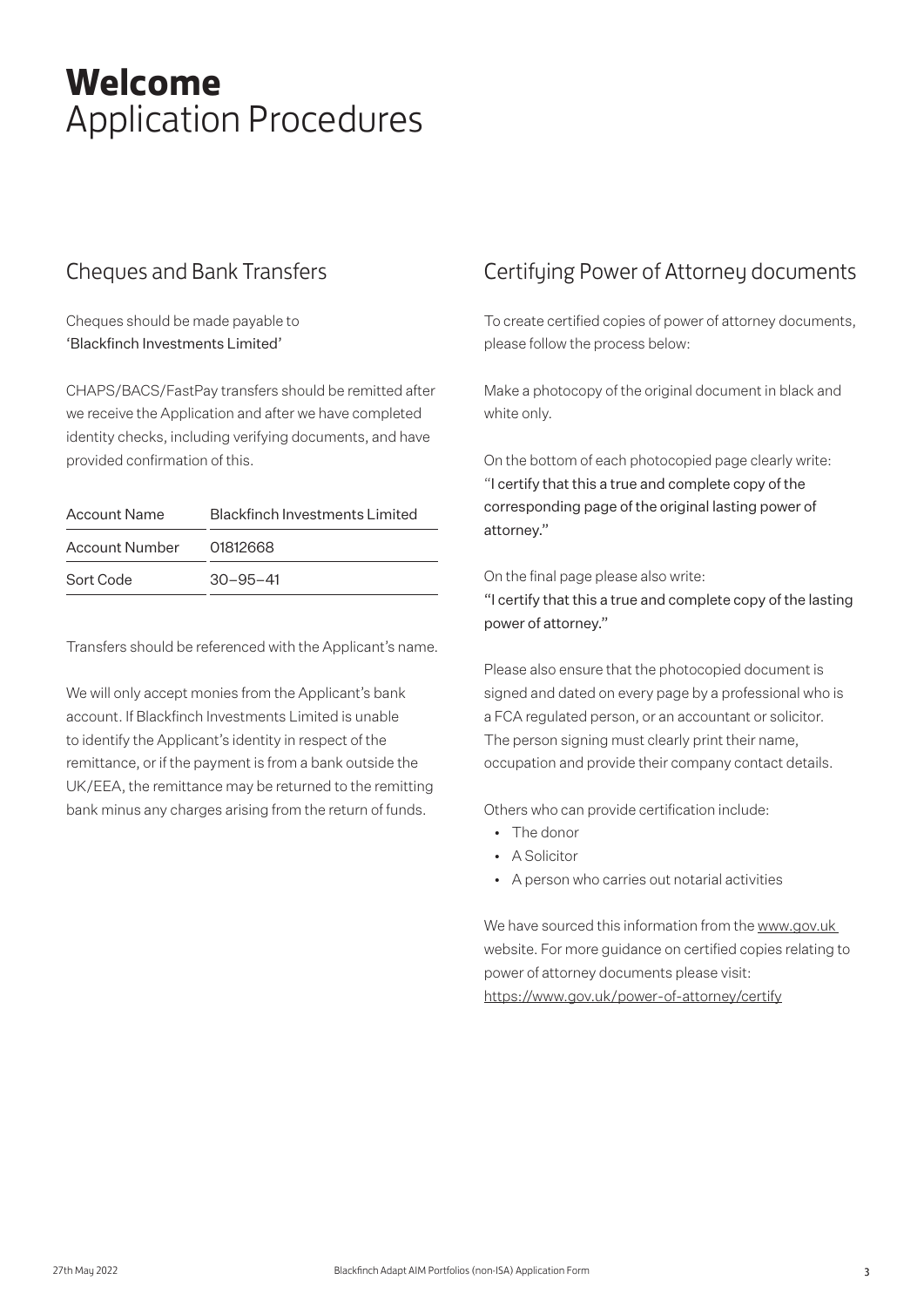# **Welcome**
# Application Procedures

## Cheques and Bank Transfers

Cheques should be made payable to 'Blackfinch Investments Limited'

CHAPS/BACS/FastPay transfers should be remitted after we receive the Application and after we have completed identity checks, including verifying documents, and have provided confirmation of this.

| Account Name | Blackfinch Investments Limited |
|---|---|
| Account Number | 01812668 |
| Sort Code | 30–95–41 |

Transfers should be referenced with the Applicant's name.

We will only accept monies from the Applicant's bank account. If Blackfinch Investments Limited is unable to identify the Applicant's identity in respect of the remittance, or if the payment is from a bank outside the UK/EEA, the remittance may be returned to the remitting bank minus any charges arising from the return of funds.

## Certifying Power of Attorney documents

To create certified copies of power of attorney documents, please follow the process below:

Make a photocopy of the original document in black and white only.

On the bottom of each photocopied page clearly write: "I certify that this a true and complete copy of the corresponding page of the original lasting power of attorney."

On the final page please also write:
"I certify that this a true and complete copy of the lasting power of attorney."

Please also ensure that the photocopied document is signed and dated on every page by a professional who is a FCA regulated person, or an accountant or solicitor. The person signing must clearly print their name, occupation and provide their company contact details.

Others who can provide certification include:

- The donor
- A Solicitor
- A person who carries out notarial activities

We have sourced this information from the www.gov.uk website. For more guidance on certified copies relating to power of attorney documents please visit: https://www.gov.uk/power-of-attorney/certify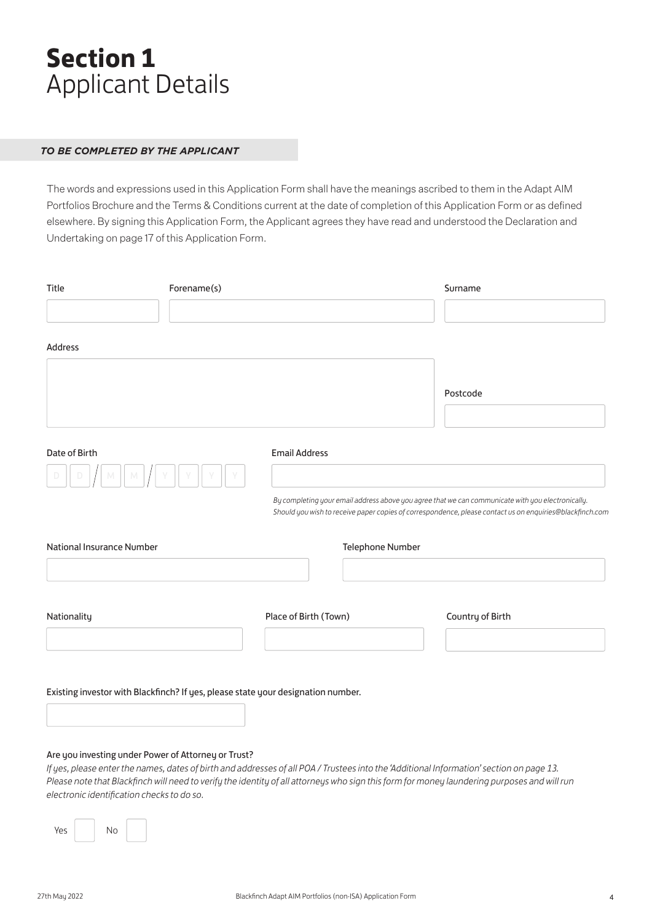# **Section 1** Applicant Details

***TO BE COMPLETED BY THE APPLICANT***

The words and expressions used in this Application Form shall have the meanings ascribed to them in the Adapt AIM Portfolios Brochure and the Terms & Conditions current at the date of completion of this Application Form or as defined elsewhere. By signing this Application Form, the Applicant agrees they have read and understood the Declaration and Undertaking on page 17 of this Application Form.

Title

Forename(s)

Surname

Address

Postcode

Date of Birth

D D / M M / Y Y Y Y

Email Address

*By completing your email address above you agree that we can communicate with you electronically. Should you wish to receive paper copies of correspondence, please contact us on enquiries@blackfinch.com*

National Insurance Number

Telephone Number

Nationality

Place of Birth (Town)

Country of Birth

Existing investor with Blackfinch? If yes, please state your designation number.

Are you investing under Power of Attorney or Trust?

*If yes, please enter the names, dates of birth and addresses of all POA / Trustees into the 'Additional Information' section on page 13. Please note that Blackfinch will need to verify the identity of all attorneys who sign this form for money laundering purposes and will run electronic identification checks to do so.*

Yes ☐ No ☐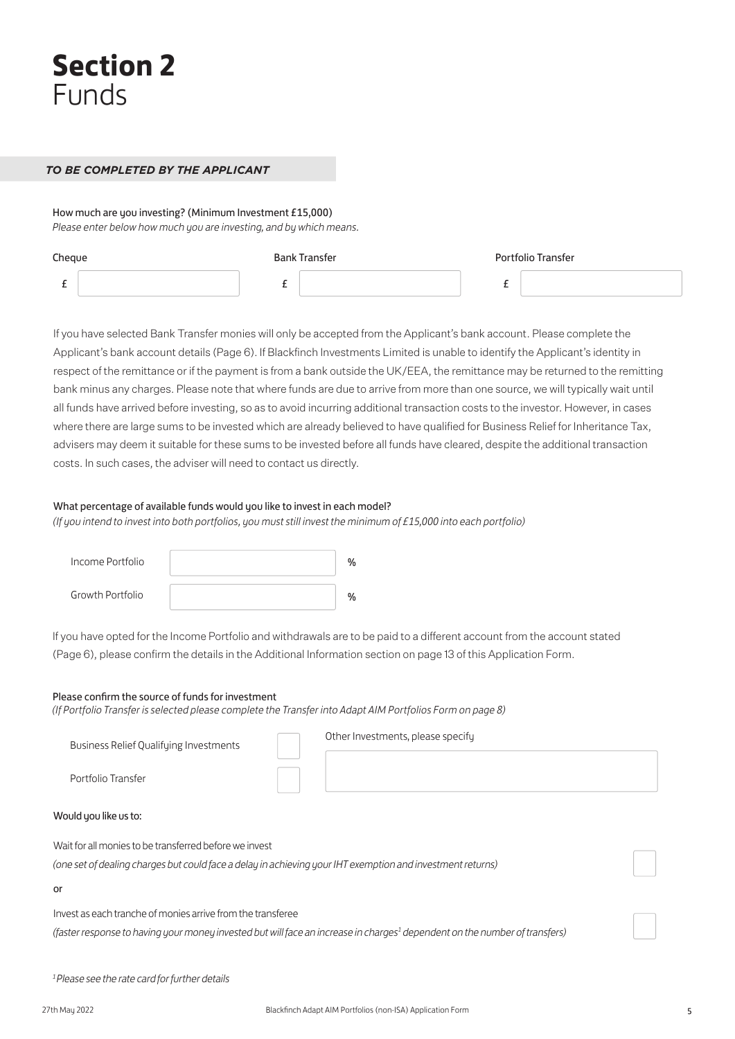# **Section 2** Funds

***TO BE COMPLETED BY THE APPLICANT***

How much are you investing? (Minimum Investment £15,000)

*Please enter below how much you are investing, and by which means.*

| Cheque | Bank Transfer | Portfolio Transfer |
|---|---|---|
| £ | £ | £ |

If you have selected Bank Transfer monies will only be accepted from the Applicant's bank account. Please complete the Applicant's bank account details (Page 6). If Blackfinch Investments Limited is unable to identify the Applicant's identity in respect of the remittance or if the payment is from a bank outside the UK/EEA, the remittance may be returned to the remitting bank minus any charges. Please note that where funds are due to arrive from more than one source, we will typically wait until all funds have arrived before investing, so as to avoid incurring additional transaction costs to the investor. However, in cases where there are large sums to be invested which are already believed to have qualified for Business Relief for Inheritance Tax, advisers may deem it suitable for these sums to be invested before all funds have cleared, despite the additional transaction costs. In such cases, the adviser will need to contact us directly.

What percentage of available funds would you like to invest in each model?

*(If you intend to invest into both portfolios, you must still invest the minimum of £15,000 into each portfolio)*

| | |
|---|---|
| Income Portfolio | % |
| Growth Portfolio | % |

If you have opted for the Income Portfolio and withdrawals are to be paid to a different account from the account stated (Page 6), please confirm the details in the Additional Information section on page 13 of this Application Form.

Please confirm the source of funds for investment

*(If Portfolio Transfer is selected please complete the Transfer into Adapt AIM Portfolios Form on page 8)*

- Business Relief Qualifying Investments ☐
- Portfolio Transfer ☐
- Other Investments, please specify: ____________

Would you like us to:

Wait for all monies to be transferred before we invest ☐

*(one set of dealing charges but could face a delay in achieving your IHT exemption and investment returns)*

or

Invest as each tranche of monies arrive from the transferee ☐

*(faster response to having your money invested but will face an increase in charges[1] dependent on the number of transfers)*

[1] *Please see the rate card for further details*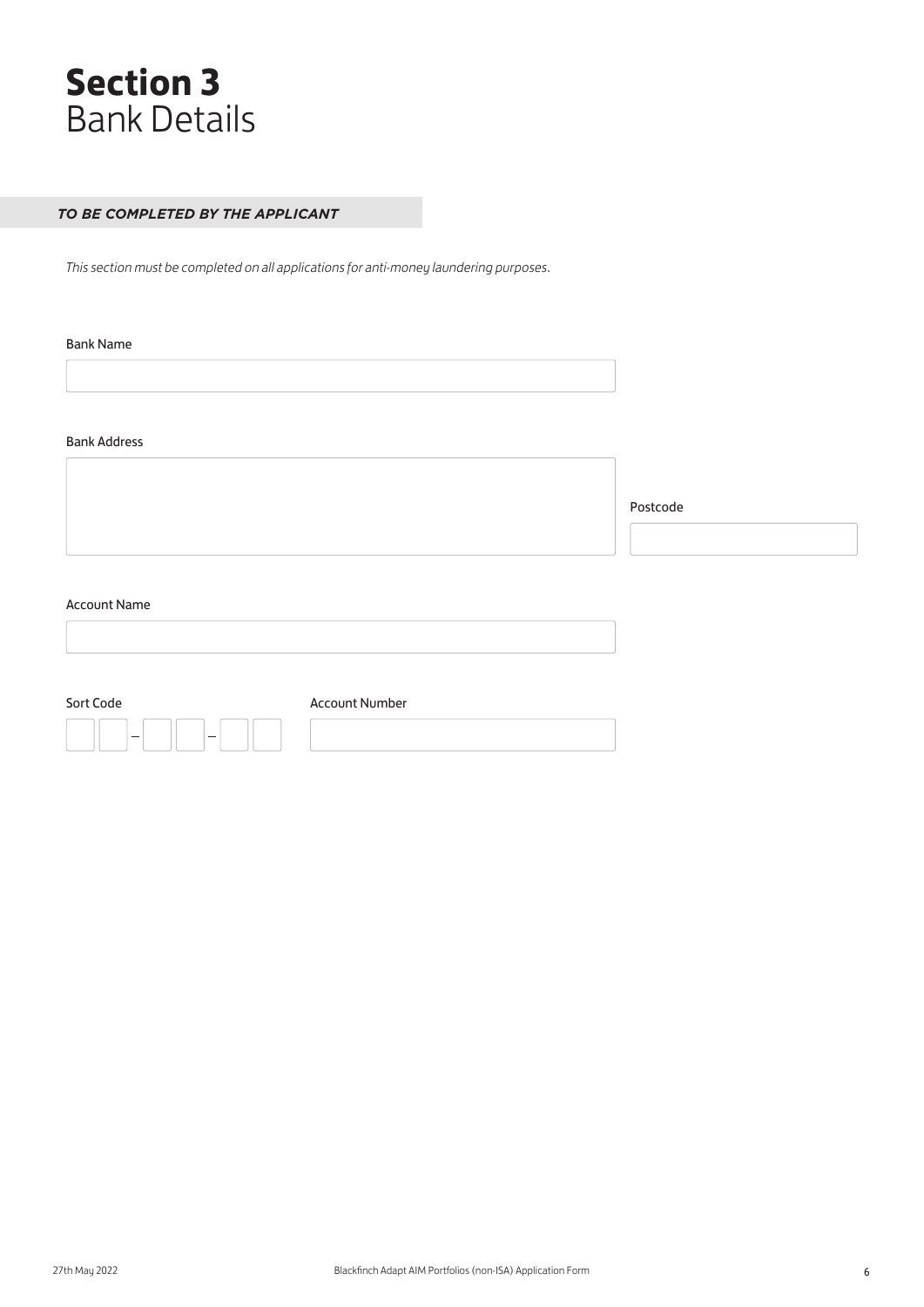# **Section 3** Bank Details

***TO BE COMPLETED BY THE APPLICANT***

*This section must be completed on all applications for anti-money laundering purposes.*

Bank Name

Bank Address

Postcode

Account Name

Sort Code

Account Number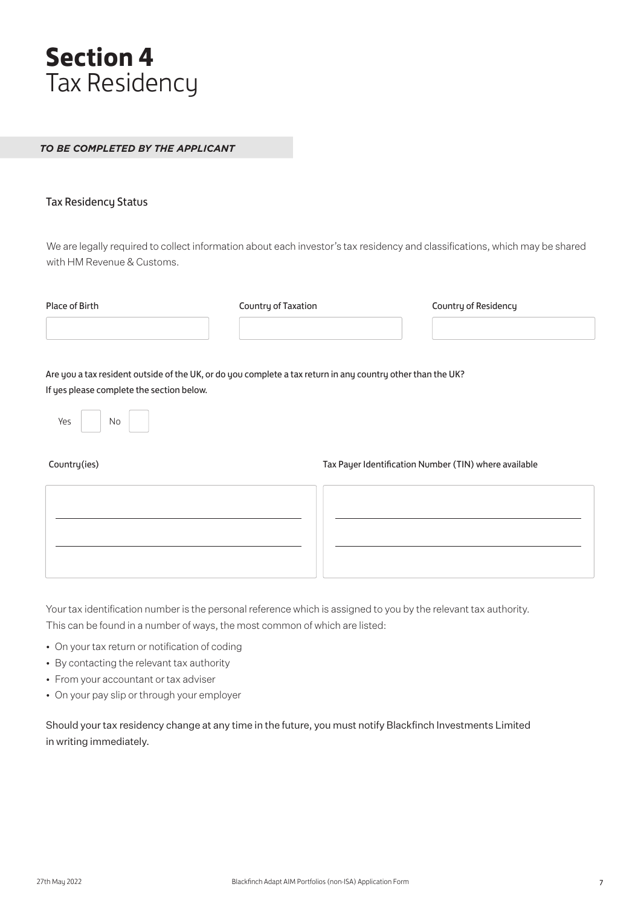# **Section 4** Tax Residency

***TO BE COMPLETED BY THE APPLICANT***

## Tax Residency Status

We are legally required to collect information about each investor's tax residency and classifications, which may be shared with HM Revenue & Customs.

| Place of Birth | Country of Taxation | Country of Residency |
| --- | --- | --- |
| | | |

Are you a tax resident outside of the UK, or do you complete a tax return in any country other than the UK?
If yes please complete the section below.

Yes ☐ No ☐

| Country(ies) | Tax Payer Identification Number (TIN) where available |
| --- | --- |
| | |
| | |

Your tax identification number is the personal reference which is assigned to you by the relevant tax authority. This can be found in a number of ways, the most common of which are listed:

- On your tax return or notification of coding
- By contacting the relevant tax authority
- From your accountant or tax adviser
- On your pay slip or through your employer

Should your tax residency change at any time in the future, you must notify Blackfinch Investments Limited in writing immediately.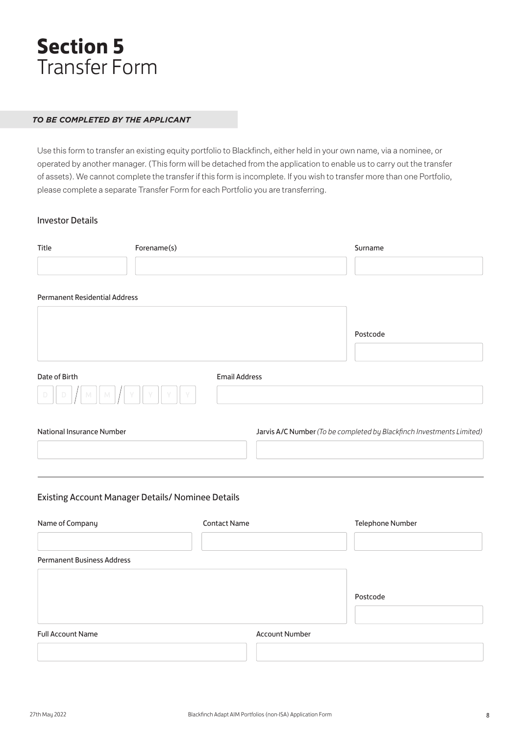# **Section 5** Transfer Form

***TO BE COMPLETED BY THE APPLICANT***

Use this form to transfer an existing equity portfolio to Blackfinch, either held in your own name, via a nominee, or operated by another manager. (This form will be detached from the application to enable us to carry out the transfer of assets). We cannot complete the transfer if this form is incomplete. If you wish to transfer more than one Portfolio, please complete a separate Transfer Form for each Portfolio you are transferring.

## Investor Details

Title

Forename(s)

Surname

Permanent Residential Address

Postcode

Date of Birth

D D / M M / Y Y Y Y

Email Address

National Insurance Number

Jarvis A/C Number *(To be completed by Blackfinch Investments Limited)*

## Existing Account Manager Details/ Nominee Details

Name of Company

Contact Name

Telephone Number

Permanent Business Address

Postcode

Full Account Name

Account Number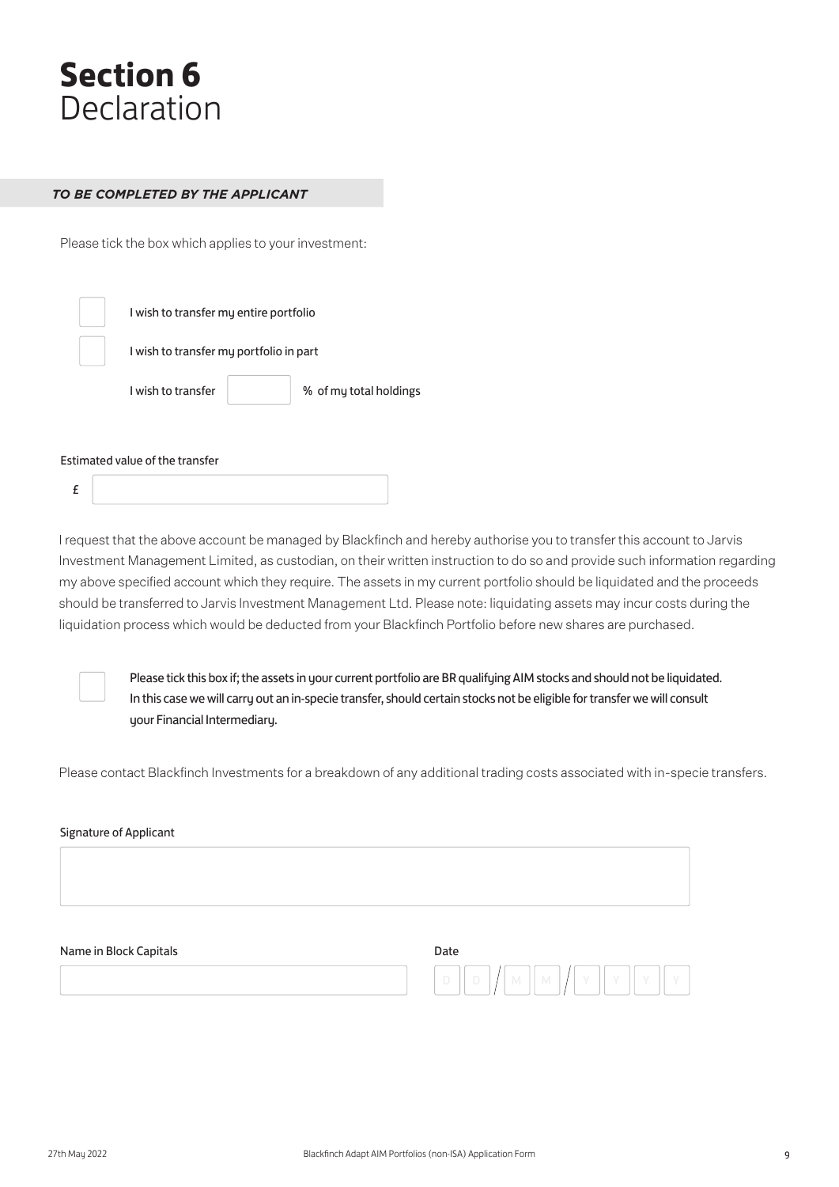# **Section 6** Declaration

***TO BE COMPLETED BY THE APPLICANT***

Please tick the box which applies to your investment:

- [ ] I wish to transfer my entire portfolio
- [ ] I wish to transfer my portfolio in part

I wish to transfer ______ % of my total holdings

Estimated value of the transfer

£ ______

I request that the above account be managed by Blackfinch and hereby authorise you to transfer this account to Jarvis Investment Management Limited, as custodian, on their written instruction to do so and provide such information regarding my above specified account which they require. The assets in my current portfolio should be liquidated and the proceeds should be transferred to Jarvis Investment Management Ltd. Please note: liquidating assets may incur costs during the liquidation process which would be deducted from your Blackfinch Portfolio before new shares are purchased.

- [ ] Please tick this box if; the assets in your current portfolio are BR qualifying AIM stocks and should not be liquidated. In this case we will carry out an in-specie transfer, should certain stocks not be eligible for transfer we will consult your Financial Intermediary.

Please contact Blackfinch Investments for a breakdown of any additional trading costs associated with in-specie transfers.

Signature of Applicant

______

Name in Block Capitals

______

Date

D D / M M / Y Y Y Y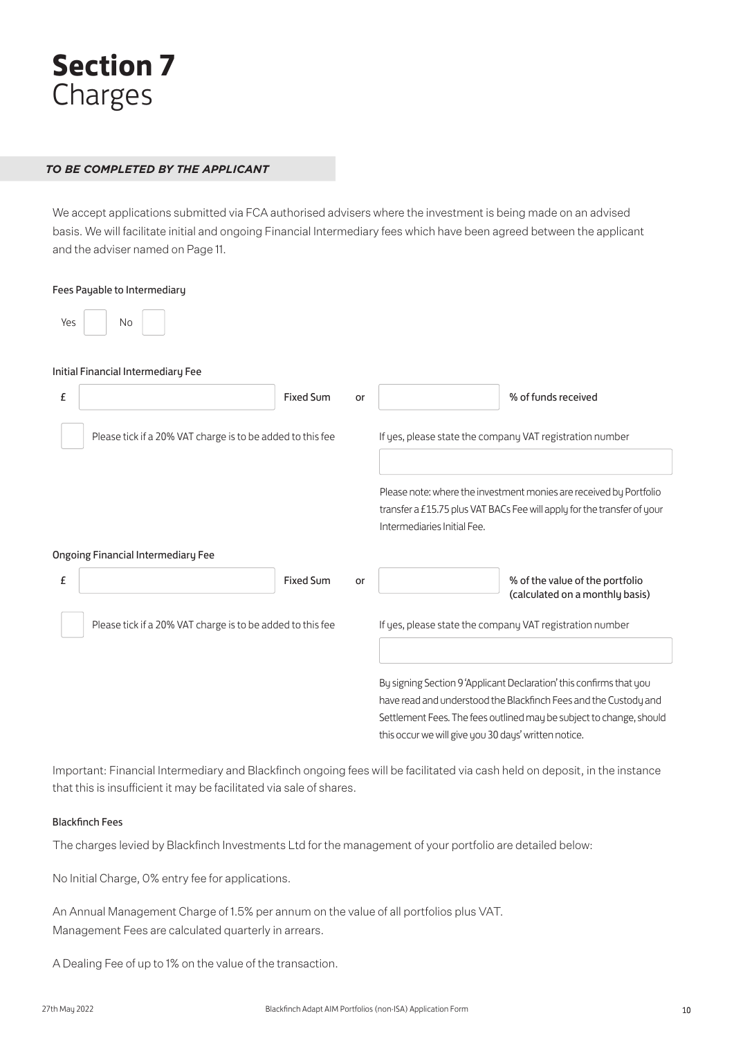# **Section 7**
# Charges

***TO BE COMPLETED BY THE APPLICANT***

We accept applications submitted via FCA authorised advisers where the investment is being made on an advised basis. We will facilitate initial and ongoing Financial Intermediary fees which have been agreed between the applicant and the adviser named on Page 11.

Fees Payable to Intermediary

Yes ☐ No ☐

Initial Financial Intermediary Fee

£ \_\_\_\_\_\_\_\_\_\_ Fixed Sum or \_\_\_\_\_\_\_\_\_\_ % of funds received

☐ Please tick if a 20% VAT charge is to be added to this fee

If yes, please state the company VAT registration number

\_\_\_\_\_\_\_\_\_\_\_\_\_\_\_\_\_\_\_\_

Please note: where the investment monies are received by Portfolio transfer a £15.75 plus VAT BACs Fee will apply for the transfer of your Intermediaries Initial Fee.

Ongoing Financial Intermediary Fee

£ \_\_\_\_\_\_\_\_\_\_ Fixed Sum or \_\_\_\_\_\_\_\_\_\_ % of the value of the portfolio (calculated on a monthly basis)

☐ Please tick if a 20% VAT charge is to be added to this fee

If yes, please state the company VAT registration number

\_\_\_\_\_\_\_\_\_\_\_\_\_\_\_\_\_\_\_\_

By signing Section 9 'Applicant Declaration' this confirms that you have read and understood the Blackfinch Fees and the Custody and Settlement Fees. The fees outlined may be subject to change, should this occur we will give you 30 days' written notice.

Important: Financial Intermediary and Blackfinch ongoing fees will be facilitated via cash held on deposit, in the instance that this is insufficient it may be facilitated via sale of shares.

Blackfinch Fees

The charges levied by Blackfinch Investments Ltd for the management of your portfolio are detailed below:

No Initial Charge, 0% entry fee for applications.

An Annual Management Charge of 1.5% per annum on the value of all portfolios plus VAT.
Management Fees are calculated quarterly in arrears.

A Dealing Fee of up to 1% on the value of the transaction.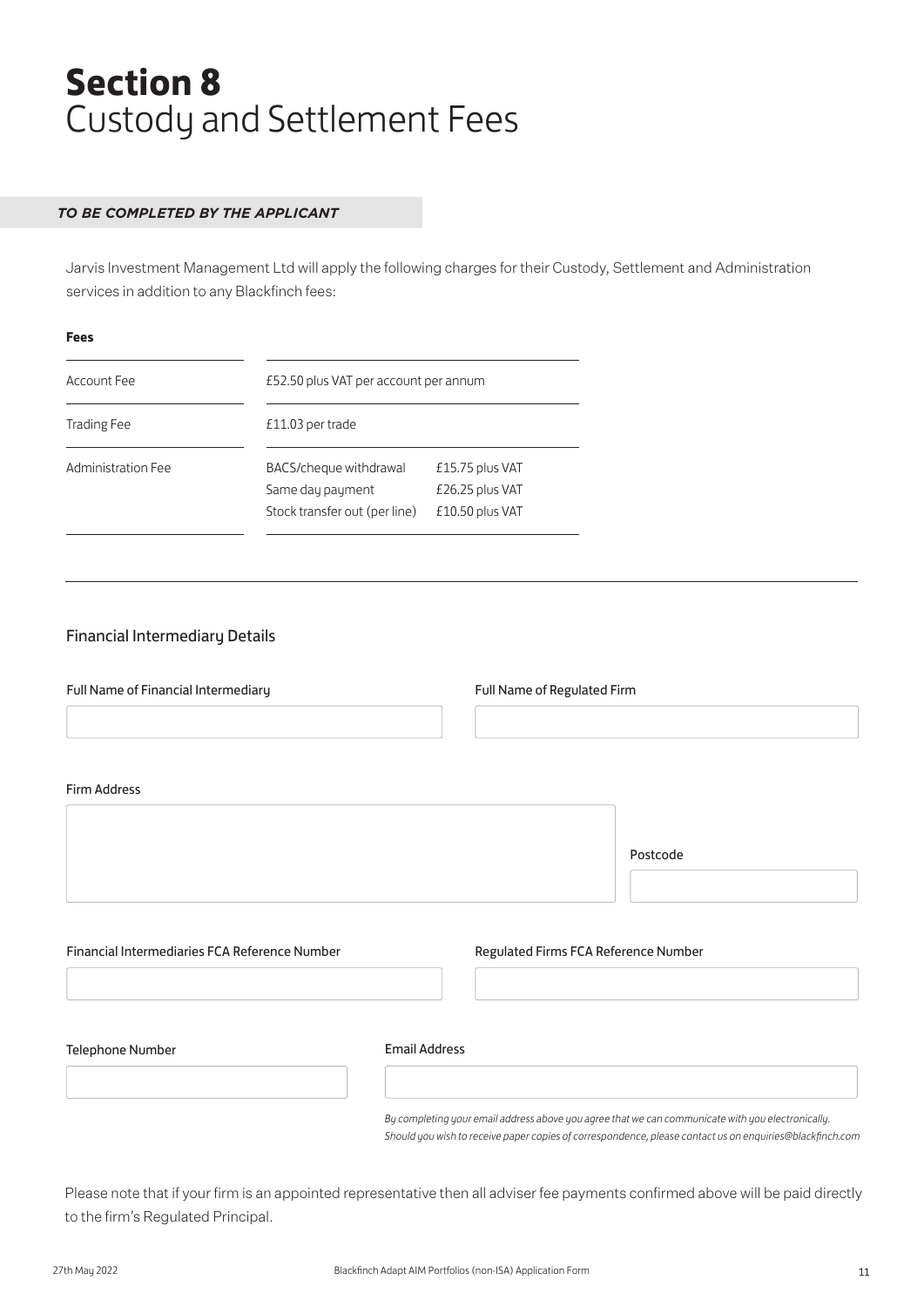# **Section 8** Custody and Settlement Fees

***TO BE COMPLETED BY THE APPLICANT***

Jarvis Investment Management Ltd will apply the following charges for their Custody, Settlement and Administration services in addition to any Blackfinch fees:

**Fees**

| | | |
|---|---|---|
| Account Fee | £52.50 plus VAT per account per annum | |
| Trading Fee | £11.03 per trade | |
| Administration Fee | BACS/cheque withdrawal | £15.75 plus VAT |
| | Same day payment | £26.25 plus VAT |
| | Stock transfer out (per line) | £10.50 plus VAT |

## Financial Intermediary Details

Full Name of Financial Intermediary

Full Name of Regulated Firm

Firm Address

Postcode

Financial Intermediaries FCA Reference Number

Regulated Firms FCA Reference Number

Telephone Number

Email Address

*By completing your email address above you agree that we can communicate with you electronically. Should you wish to receive paper copies of correspondence, please contact us on enquiries@blackfinch.com*

Please note that if your firm is an appointed representative then all adviser fee payments confirmed above will be paid directly to the firm's Regulated Principal.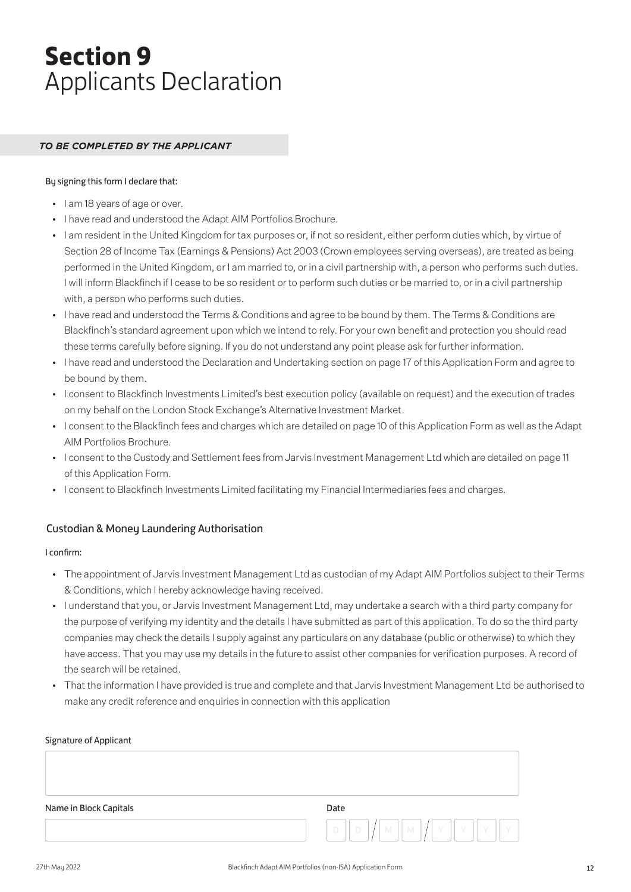# Section 9
## Applicants Declaration

***TO BE COMPLETED BY THE APPLICANT***

By signing this form I declare that:

- I am 18 years of age or over.
- I have read and understood the Adapt AIM Portfolios Brochure.
- I am resident in the United Kingdom for tax purposes or, if not so resident, either perform duties which, by virtue of Section 28 of Income Tax (Earnings & Pensions) Act 2003 (Crown employees serving overseas), are treated as being performed in the United Kingdom, or I am married to, or in a civil partnership with, a person who performs such duties. I will inform Blackfinch if I cease to be so resident or to perform such duties or be married to, or in a civil partnership with, a person who performs such duties.
- I have read and understood the Terms & Conditions and agree to be bound by them. The Terms & Conditions are Blackfinch's standard agreement upon which we intend to rely. For your own benefit and protection you should read these terms carefully before signing. If you do not understand any point please ask for further information.
- I have read and understood the Declaration and Undertaking section on page 17 of this Application Form and agree to be bound by them.
- I consent to Blackfinch Investments Limited's best execution policy (available on request) and the execution of trades on my behalf on the London Stock Exchange's Alternative Investment Market.
- I consent to the Blackfinch fees and charges which are detailed on page 10 of this Application Form as well as the Adapt AIM Portfolios Brochure.
- I consent to the Custody and Settlement fees from Jarvis Investment Management Ltd which are detailed on page 11 of this Application Form.
- I consent to Blackfinch Investments Limited facilitating my Financial Intermediaries fees and charges.

### Custodian & Money Laundering Authorisation

I confirm:

- The appointment of Jarvis Investment Management Ltd as custodian of my Adapt AIM Portfolios subject to their Terms & Conditions, which I hereby acknowledge having received.
- I understand that you, or Jarvis Investment Management Ltd, may undertake a search with a third party company for the purpose of verifying my identity and the details I have submitted as part of this application. To do so the third party companies may check the details I supply against any particulars on any database (public or otherwise) to which they have access. That you may use my details in the future to assist other companies for verification purposes. A record of the search will be retained.
- That the information I have provided is true and complete and that Jarvis Investment Management Ltd be authorised to make any credit reference and enquiries in connection with this application

Signature of Applicant

Name in Block Capitals

Date D D / M M / Y Y Y Y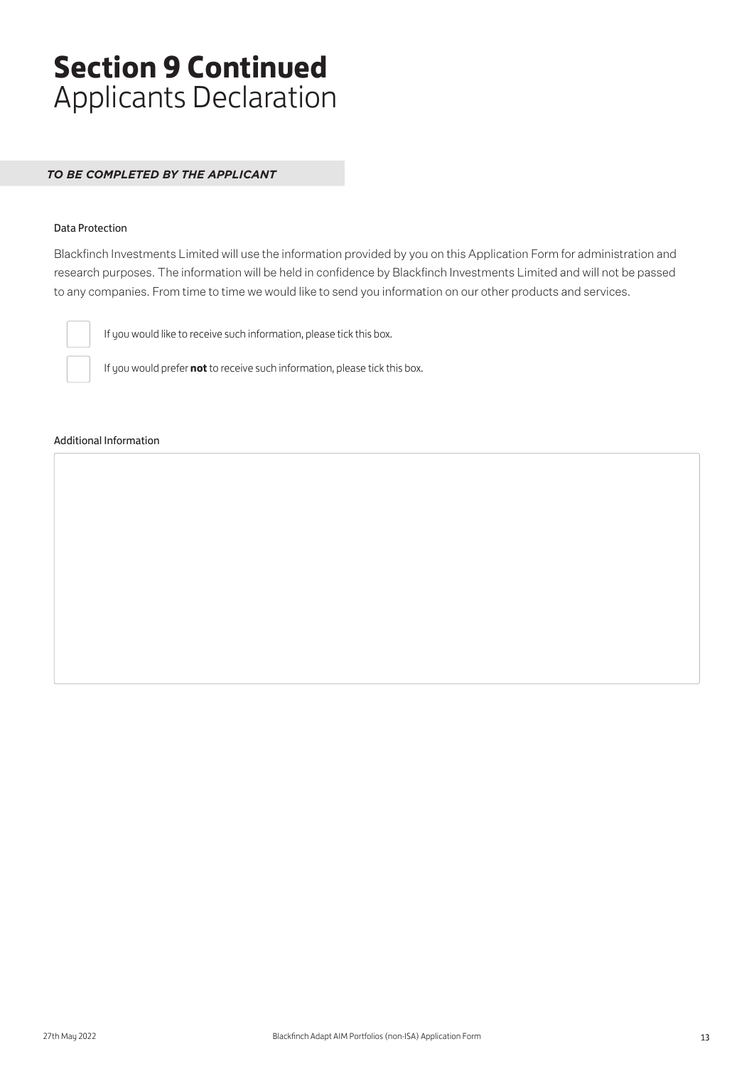# **Section 9 Continued** Applicants Declaration

***TO BE COMPLETED BY THE APPLICANT***

### Data Protection

Blackfinch Investments Limited will use the information provided by you on this Application Form for administration and research purposes. The information will be held in confidence by Blackfinch Investments Limited and will not be passed to any companies. From time to time we would like to send you information on our other products and services.

☐ If you would like to receive such information, please tick this box.

☐ If you would prefer **not** to receive such information, please tick this box.

### Additional Information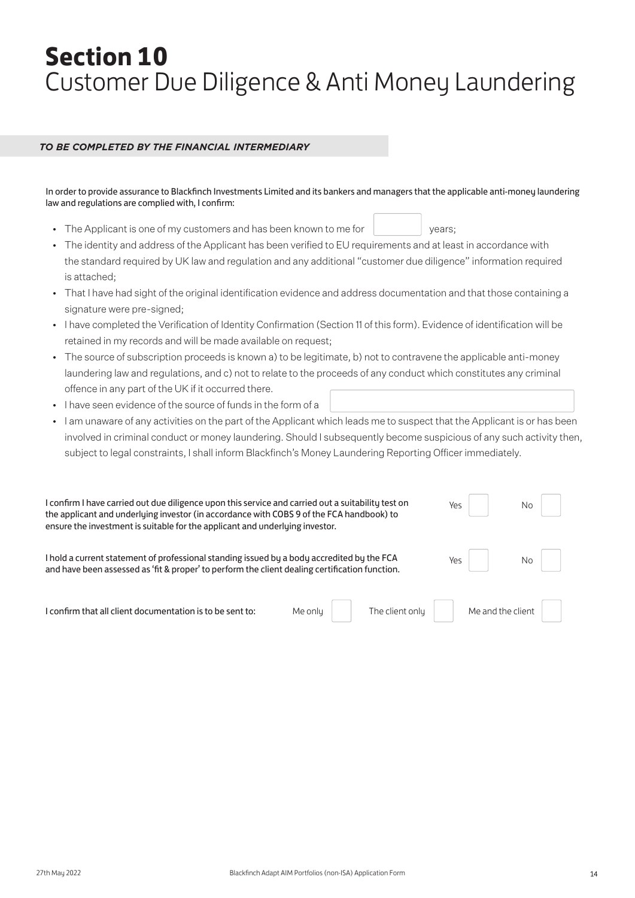# Section 10
## Customer Due Diligence & Anti Money Laundering

***TO BE COMPLETED BY THE FINANCIAL INTERMEDIARY***

In order to provide assurance to Blackfinch Investments Limited and its bankers and managers that the applicable anti-money laundering law and regulations are complied with, I confirm:

- The Applicant is one of my customers and has been known to me for ______ years;
- The identity and address of the Applicant has been verified to EU requirements and at least in accordance with the standard required by UK law and regulation and any additional "customer due diligence" information required is attached;
- That I have had sight of the original identification evidence and address documentation and that those containing a signature were pre-signed;
- I have completed the Verification of Identity Confirmation (Section 11 of this form). Evidence of identification will be retained in my records and will be made available on request;
- The source of subscription proceeds is known a) to be legitimate, b) not to contravene the applicable anti-money laundering law and regulations, and c) not to relate to the proceeds of any conduct which constitutes any criminal offence in any part of the UK if it occurred there.
- I have seen evidence of the source of funds in the form of a ______
- I am unaware of any activities on the part of the Applicant which leads me to suspect that the Applicant is or has been involved in criminal conduct or money laundering. Should I subsequently become suspicious of any such activity then, subject to legal constraints, I shall inform Blackfinch's Money Laundering Reporting Officer immediately.

I confirm I have carried out due diligence upon this service and carried out a suitability test on the applicant and underlying investor (in accordance with COBS 9 of the FCA handbook) to ensure the investment is suitable for the applicant and underlying investor. Yes ☐ No ☐

I hold a current statement of professional standing issued by a body accredited by the FCA and have been assessed as 'fit & proper' to perform the client dealing certification function. Yes ☐ No ☐

I confirm that all client documentation is to be sent to: Me only ☐ The client only ☐ Me and the client ☐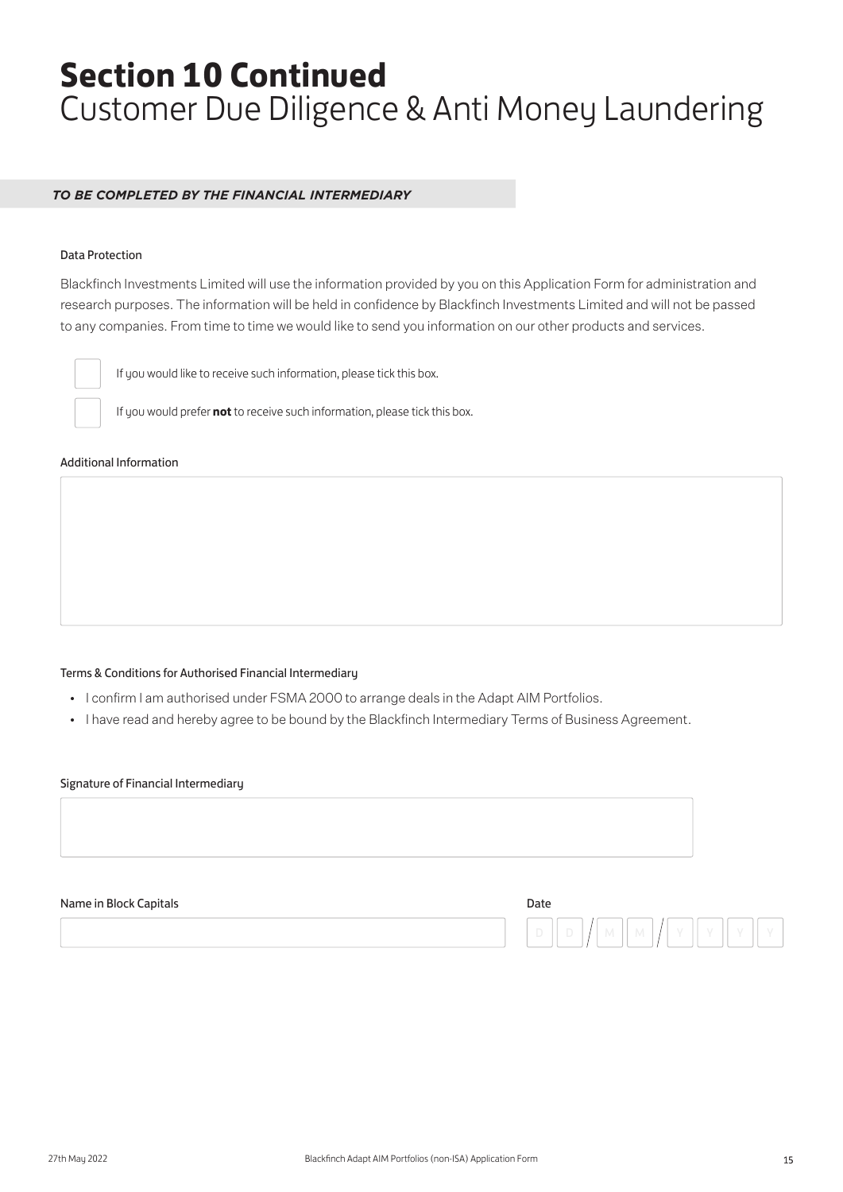# Section 10 Continued
## Customer Due Diligence & Anti Money Laundering

***TO BE COMPLETED BY THE FINANCIAL INTERMEDIARY***

Data Protection

Blackfinch Investments Limited will use the information provided by you on this Application Form for administration and research purposes. The information will be held in confidence by Blackfinch Investments Limited and will not be passed to any companies. From time to time we would like to send you information on our other products and services.

☐ If you would like to receive such information, please tick this box.

☐ If you would prefer **not** to receive such information, please tick this box.

Additional Information

Terms & Conditions for Authorised Financial Intermediary

- I confirm I am authorised under FSMA 2000 to arrange deals in the Adapt AIM Portfolios.
- I have read and hereby agree to be bound by the Blackfinch Intermediary Terms of Business Agreement.

Signature of Financial Intermediary

Name in Block Capitals

Date D D / M M / Y Y Y Y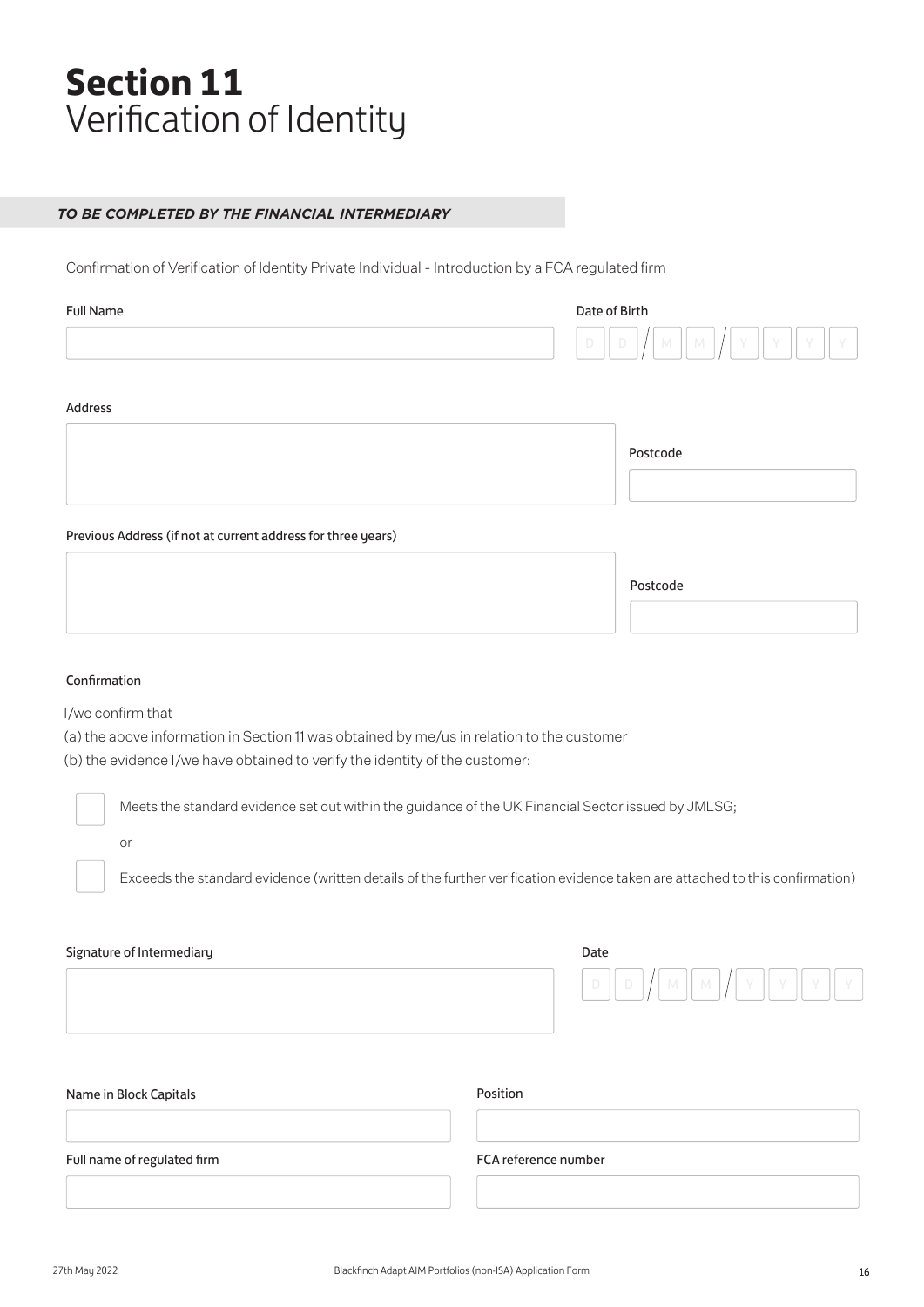# Section 11
## Verification of Identity

***TO BE COMPLETED BY THE FINANCIAL INTERMEDIARY***

Confirmation of Verification of Identity Private Individual - Introduction by a FCA regulated firm

Full Name

Date of Birth D D / M M / Y Y Y Y

Address

Postcode

Previous Address (if not at current address for three years)

Postcode

Confirmation

I/we confirm that

(a) the above information in Section 11 was obtained by me/us in relation to the customer

(b) the evidence I/we have obtained to verify the identity of the customer:

☐ Meets the standard evidence set out within the guidance of the UK Financial Sector issued by JMLSG;

or

☐ Exceeds the standard evidence (written details of the further verification evidence taken are attached to this confirmation)

Signature of Intermediary

Date D D / M M / Y Y Y Y

Name in Block Capitals

Position

Full name of regulated firm

FCA reference number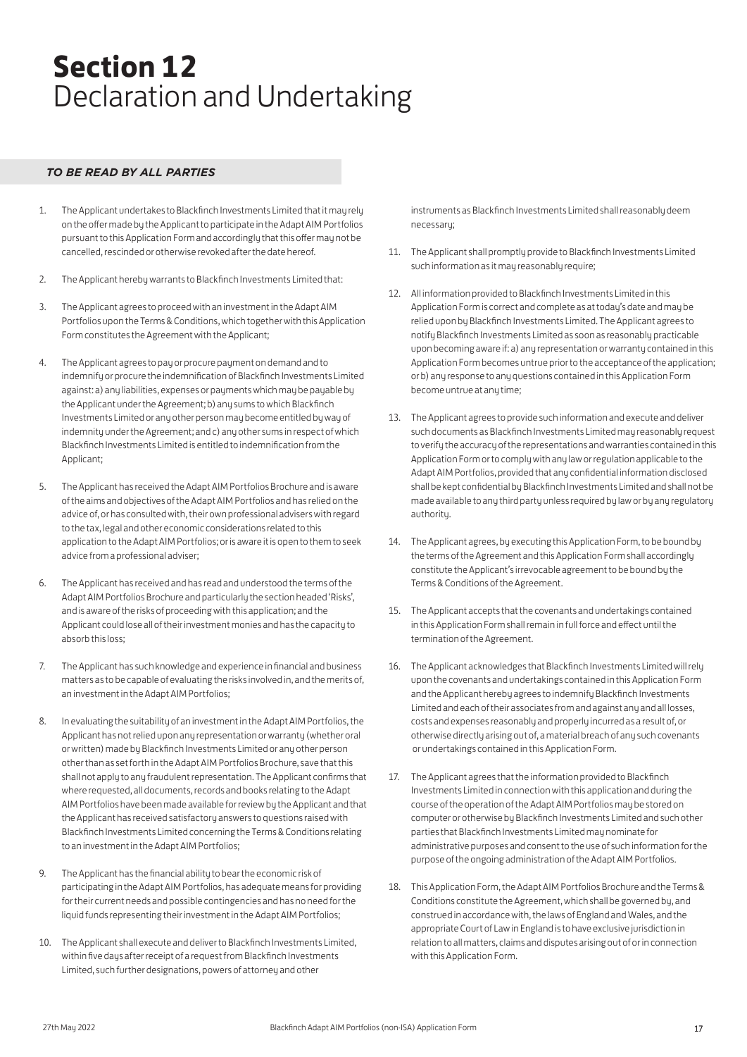# Section 12
Declaration and Undertaking

***TO BE READ BY ALL PARTIES***

1. The Applicant undertakes to Blackfinch Investments Limited that it may rely on the offer made by the Applicant to participate in the Adapt AIM Portfolios pursuant to this Application Form and accordingly that this offer may not be cancelled, rescinded or otherwise revoked after the date hereof.

2. The Applicant hereby warrants to Blackfinch Investments Limited that:

3. The Applicant agrees to proceed with an investment in the Adapt AIM Portfolios upon the Terms & Conditions, which together with this Application Form constitutes the Agreement with the Applicant;

4. The Applicant agrees to pay or procure payment on demand and to indemnify or procure the indemnification of Blackfinch Investments Limited against: a) any liabilities, expenses or payments which may be payable by the Applicant under the Agreement; b) any sums to which Blackfinch Investments Limited or any other person may become entitled by way of indemnity under the Agreement; and c) any other sums in respect of which Blackfinch Investments Limited is entitled to indemnification from the Applicant;

5. The Applicant has received the Adapt AIM Portfolios Brochure and is aware of the aims and objectives of the Adapt AIM Portfolios and has relied on the advice of, or has consulted with, their own professional advisers with regard to the tax, legal and other economic considerations related to this application to the Adapt AIM Portfolios; or is aware it is open to them to seek advice from a professional adviser;

6. The Applicant has received and has read and understood the terms of the Adapt AIM Portfolios Brochure and particularly the section headed 'Risks', and is aware of the risks of proceeding with this application; and the Applicant could lose all of their investment monies and has the capacity to absorb this loss;

7. The Applicant has such knowledge and experience in financial and business matters as to be capable of evaluating the risks involved in, and the merits of, an investment in the Adapt AIM Portfolios;

8. In evaluating the suitability of an investment in the Adapt AIM Portfolios, the Applicant has not relied upon any representation or warranty (whether oral or written) made by Blackfinch Investments Limited or any other person other than as set forth in the Adapt AIM Portfolios Brochure, save that this shall not apply to any fraudulent representation. The Applicant confirms that where requested, all documents, records and books relating to the Adapt AIM Portfolios have been made available for review by the Applicant and that the Applicant has received satisfactory answers to questions raised with Blackfinch Investments Limited concerning the Terms & Conditions relating to an investment in the Adapt AIM Portfolios;

9. The Applicant has the financial ability to bear the economic risk of participating in the Adapt AIM Portfolios, has adequate means for providing for their current needs and possible contingencies and has no need for the liquid funds representing their investment in the Adapt AIM Portfolios;

10. The Applicant shall execute and deliver to Blackfinch Investments Limited, within five days after receipt of a request from Blackfinch Investments Limited, such further designations, powers of attorney and other instruments as Blackfinch Investments Limited shall reasonably deem necessary;

11. The Applicant shall promptly provide to Blackfinch Investments Limited such information as it may reasonably require;

12. All information provided to Blackfinch Investments Limited in this Application Form is correct and complete as at today's date and may be relied upon by Blackfinch Investments Limited. The Applicant agrees to notify Blackfinch Investments Limited as soon as reasonably practicable upon becoming aware if: a) any representation or warranty contained in this Application Form becomes untrue prior to the acceptance of the application; or b) any response to any questions contained in this Application Form become untrue at any time;

13. The Applicant agrees to provide such information and execute and deliver such documents as Blackfinch Investments Limited may reasonably request to verify the accuracy of the representations and warranties contained in this Application Form or to comply with any law or regulation applicable to the Adapt AIM Portfolios, provided that any confidential information disclosed shall be kept confidential by Blackfinch Investments Limited and shall not be made available to any third party unless required by law or by any regulatory authority.

14. The Applicant agrees, by executing this Application Form, to be bound by the terms of the Agreement and this Application Form shall accordingly constitute the Applicant's irrevocable agreement to be bound by the Terms & Conditions of the Agreement.

15. The Applicant accepts that the covenants and undertakings contained in this Application Form shall remain in full force and effect until the termination of the Agreement.

16. The Applicant acknowledges that Blackfinch Investments Limited will rely upon the covenants and undertakings contained in this Application Form and the Applicant hereby agrees to indemnify Blackfinch Investments Limited and each of their associates from and against any and all losses, costs and expenses reasonably and properly incurred as a result of, or otherwise directly arising out of, a material breach of any such covenants or undertakings contained in this Application Form.

17. The Applicant agrees that the information provided to Blackfinch Investments Limited in connection with this application and during the course of the operation of the Adapt AIM Portfolios may be stored on computer or otherwise by Blackfinch Investments Limited and such other parties that Blackfinch Investments Limited may nominate for administrative purposes and consent to the use of such information for the purpose of the ongoing administration of the Adapt AIM Portfolios.

18. This Application Form, the Adapt AIM Portfolios Brochure and the Terms & Conditions constitute the Agreement, which shall be governed by, and construed in accordance with, the laws of England and Wales, and the appropriate Court of Law in England is to have exclusive jurisdiction in relation to all matters, claims and disputes arising out of or in connection with this Application Form.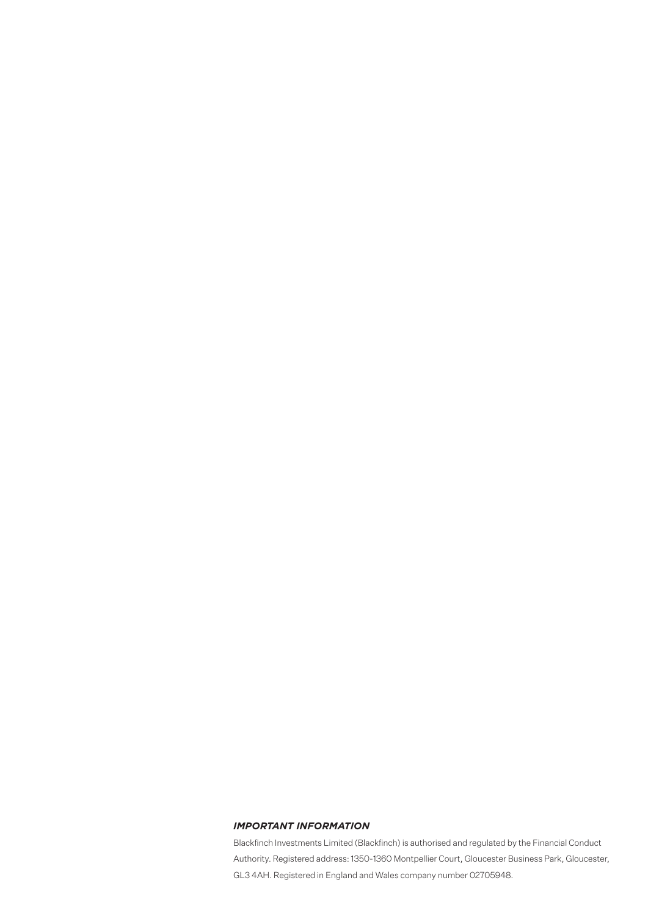***IMPORTANT INFORMATION***

Blackfinch Investments Limited (Blackfinch) is authorised and regulated by the Financial Conduct Authority. Registered address: 1350-1360 Montpellier Court, Gloucester Business Park, Gloucester, GL3 4AH. Registered in England and Wales company number 02705948.